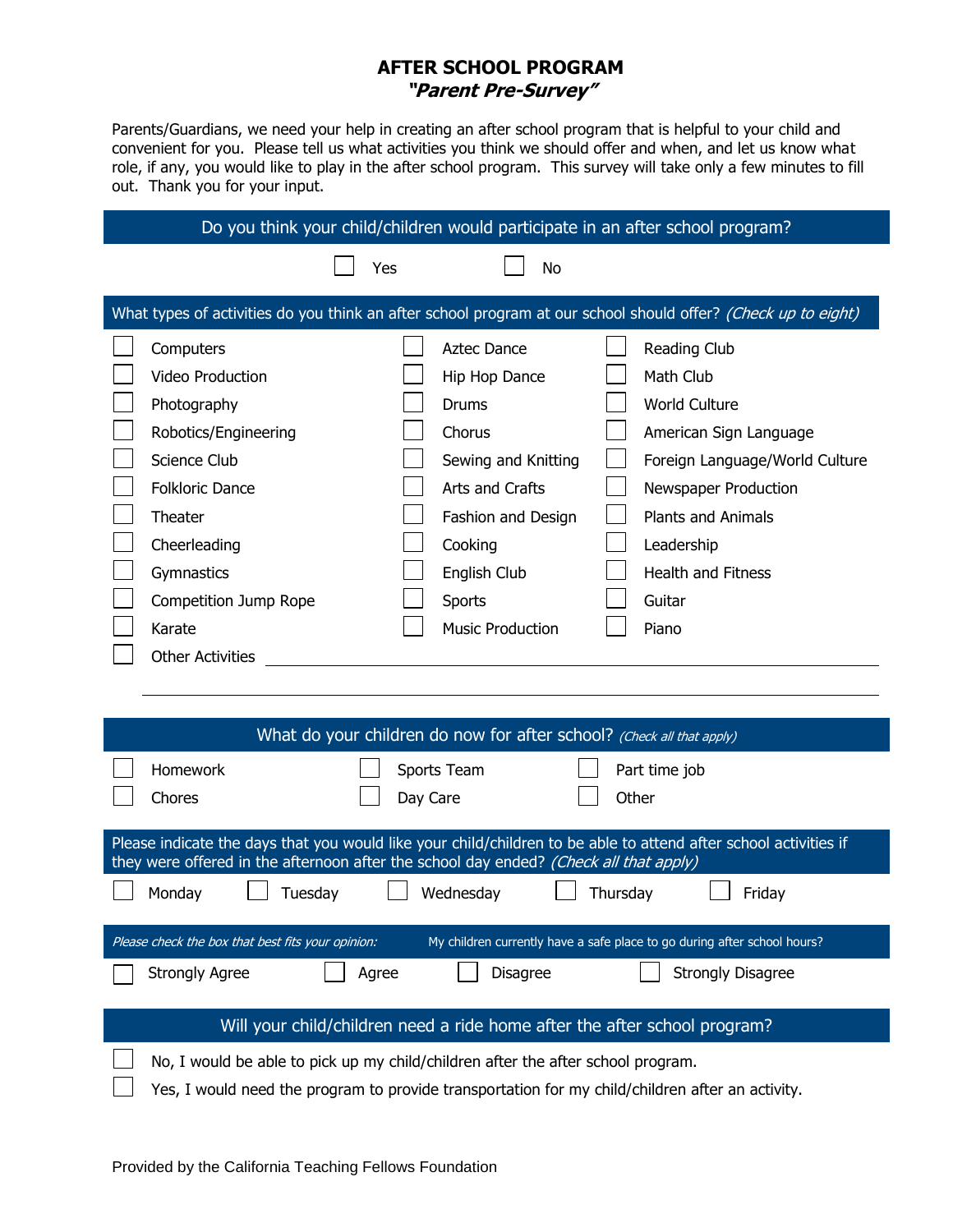# AFTER SCHOOL PROGRAM

## *"Parent Pre-Survey"*

Parents/Guardians, we need your help in creating an after school program that is helpful to your child and convenient for you. Please tell us what activities you think we should offer and when, and let us know what role, if any, you would like to play in the after school program. This survey will take only a few minutes to fill out. Thank you for your input.

### Do you think your child/children would participate in an after school program?

☐ Yes ☐ No

### What types of activities do you think an after school program at our school should offer? *(Check up to eight)*

| | | |
|---|---|---|
| ☐ Computers | ☐ Aztec Dance | ☐ Reading Club |
| ☐ Video Production | ☐ Hip Hop Dance | ☐ Math Club |
| ☐ Photography | ☐ Drums | ☐ World Culture |
| ☐ Robotics/Engineering | ☐ Chorus | ☐ American Sign Language |
| ☐ Science Club | ☐ Sewing and Knitting | ☐ Foreign Language/World Culture |
| ☐ Folkloric Dance | ☐ Arts and Crafts | ☐ Newspaper Production |
| ☐ Theater | ☐ Fashion and Design | ☐ Plants and Animals |
| ☐ Cheerleading | ☐ Cooking | ☐ Leadership |
| ☐ Gymnastics | ☐ English Club | ☐ Health and Fitness |
| ☐ Competition Jump Rope | ☐ Sports | ☐ Guitar |
| ☐ Karate | ☐ Music Production | ☐ Piano |

☐ Other Activities ______________________________

______________________________

### What do your children do now for after school? *(Check all that apply)*

| | | |
|---|---|---|
| ☐ Homework | ☐ Sports Team | ☐ Part time job |
| ☐ Chores | ☐ Day Care | ☐ Other |

### Please indicate the days that you would like your child/children to be able to attend after school activities if they were offered in the afternoon after the school day ended? *(Check all that apply)*

☐ Monday ☐ Tuesday ☐ Wednesday ☐ Thursday ☐ Friday

*Please check the box that best fits your opinion:* My children currently have a safe place to go during after school hours?

☐ Strongly Agree ☐ Agree ☐ Disagree ☐ Strongly Disagree

### Will your child/children need a ride home after the after school program?

☐ No, I would be able to pick up my child/children after the after school program.

☐ Yes, I would need the program to provide transportation for my child/children after an activity.

Provided by the California Teaching Fellows Foundation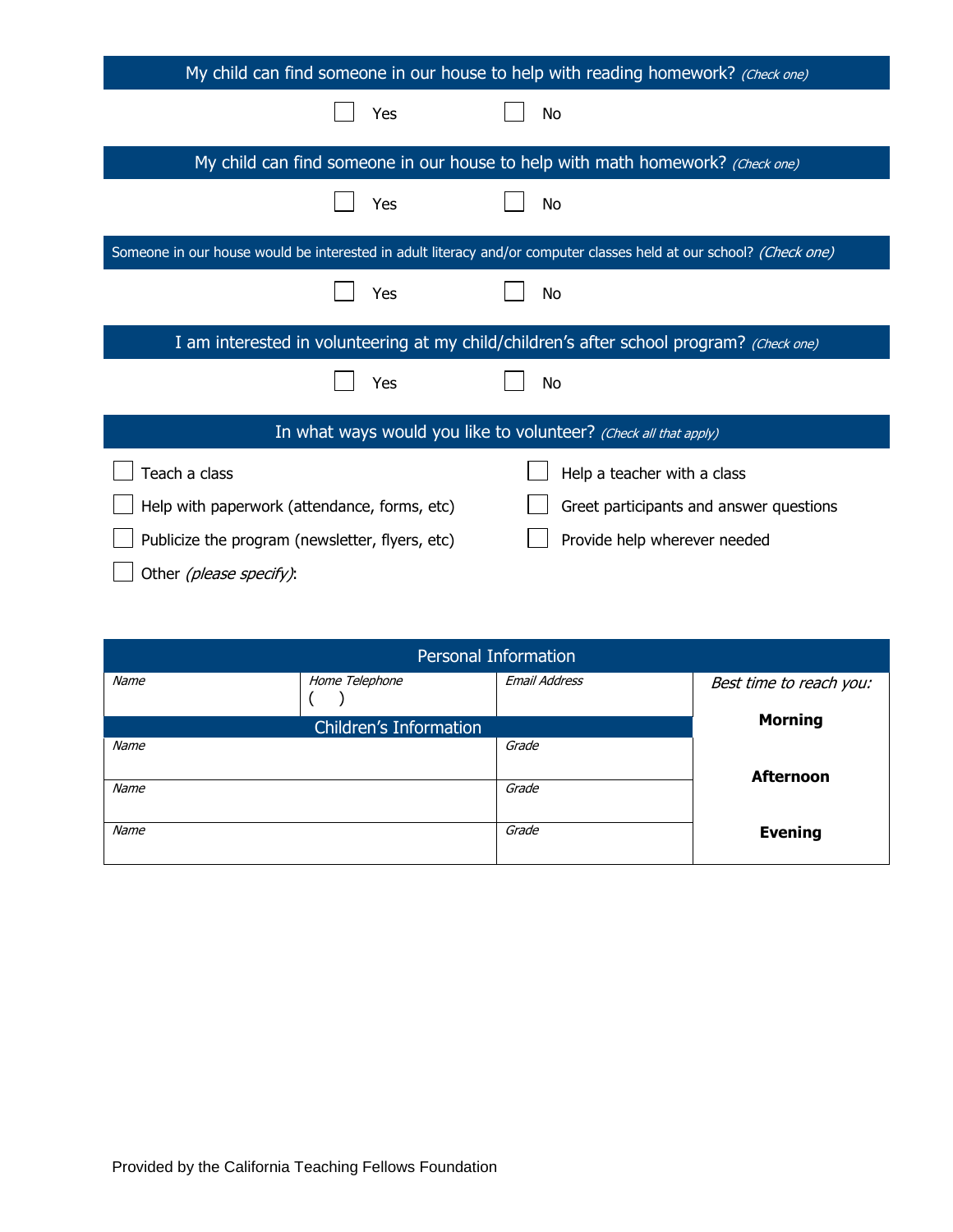## My child can find someone in our house to help with reading homework? *(Check one)*

☐ Yes ☐ No

## My child can find someone in our house to help with math homework? *(Check one)*

☐ Yes ☐ No

## Someone in our house would be interested in adult literacy and/or computer classes held at our school? *(Check one)*

☐ Yes ☐ No

## I am interested in volunteering at my child/children's after school program? *(Check one)*

☐ Yes ☐ No

## In what ways would you like to volunteer? *(Check all that apply)*

- ☐ Teach a class
- ☐ Help a teacher with a class
- ☐ Help with paperwork (attendance, forms, etc)
- ☐ Greet participants and answer questions
- ☐ Publicize the program (newsletter, flyers, etc)
- ☐ Provide help wherever needed
- ☐ Other *(please specify)*:

## Personal Information

| *Name* | *Home Telephone* | *Email Address* | *Best time to reach you:* |
|---|---|---|---|
| | ( ) | | **Morning** |

## Children's Information

| *Name* | *Grade* | |
|---|---|---|
| | | **Afternoon** |
| | | |
| | | **Evening** |

Provided by the California Teaching Fellows Foundation